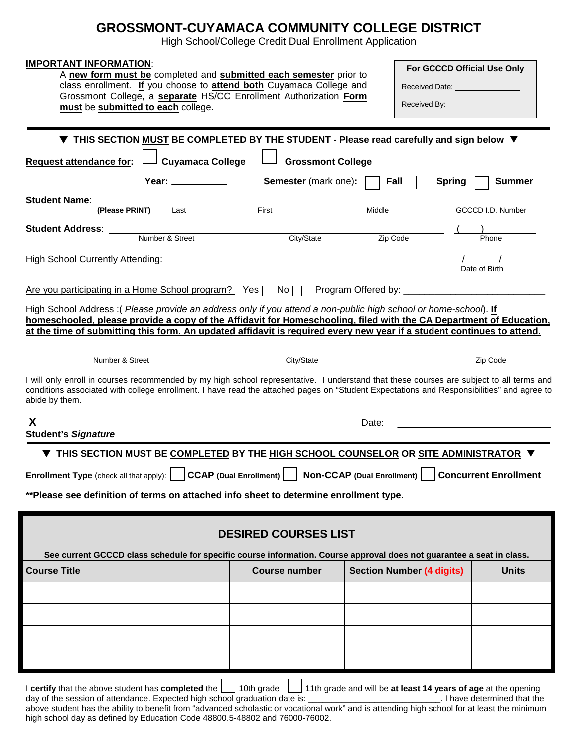# GROSSMONT-CUYAMACA COMMUNITY COLLEGE DISTRICT

High School/College Credit Dual Enrollment Application

**IMPORTANT INFORMATION**:

A **new form must be** completed and **submitted each semester** prior to class enrollment. **If** you choose to **attend both** Cuyamaca College and Grossmont College, a **separate** HS/CC Enrollment Authorization **Form must** be **submitted to each** college.

| For GCCCD Official Use Only |
|---|
| Received Date: _______________ |
| Received By: _______________ |

---

**▼ THIS SECTION MUST BE COMPLETED BY THE STUDENT - Please read carefully and sign below ▼**

**Request attendance for:** ☐ **Cuyamaca College** ☐ **Grossmont College**

**Year:** ___________ **Semester** (mark one): ☐ **Fall** ☐ **Spring** ☐ **Summer**

**Student Name**: ______________________________________________ ______________
(Please PRINT) Last First Middle GCCCD I.D. Number

**Student Address**: ______________________________________________ ( ) ______________
Number & Street City/State Zip Code Phone

High School Currently Attending: ______________________________________ / / ______________
Date of Birth

Are you participating in a Home School program? Yes ☐ No ☐ Program Offered by: ______________________________

High School Address :( *Please provide an address only if you attend a non-public high school or home-school*). **If homeschooled, please provide a copy of the Affidavit for Homeschooling, filed with the CA Department of Education, at the time of submitting this form. An updated affidavit is required every new year if a student continues to attend.**

__________________________________________________________________________________
Number & Street City/State Zip Code

I will only enroll in courses recommended by my high school representative. I understand that these courses are subject to all terms and conditions associated with college enrollment. I have read the attached pages on "Student Expectations and Responsibilities" and agree to abide by them.

**X** ______________________________________________ Date: ______________________
**Student's *Signature***

---

**▼ THIS SECTION MUST BE COMPLETED BY THE HIGH SCHOOL COUNSELOR OR SITE ADMINISTRATOR ▼**

**Enrollment Type** (check all that apply): ☐ **CCAP (Dual Enrollment)** ☐ **Non-CCAP (Dual Enrollment)** ☐ **Concurrent Enrollment**

**\*\*Please see definition of terms on attached info sheet to determine enrollment type.**

## DESIRED COURSES LIST

**See current GCCCD class schedule for specific course information. Course approval does not guarantee a seat in class.**

| Course Title | Course number | Section Number (4 digits) | Units |
|---|---|---|---|
| | | | |
| | | | |
| | | | |
| | | | |

I **certify** that the above student has **completed** the ☐ 10th grade ☐ 11th grade and will be **at least 14 years of age** at the opening day of the session of attendance. Expected high school graduation date is: ____________________________. I have determined that the above student has the ability to benefit from "advanced scholastic or vocational work" and is attending high school for at least the minimum high school day as defined by Education Code 48800.5-48802 and 76000-76002.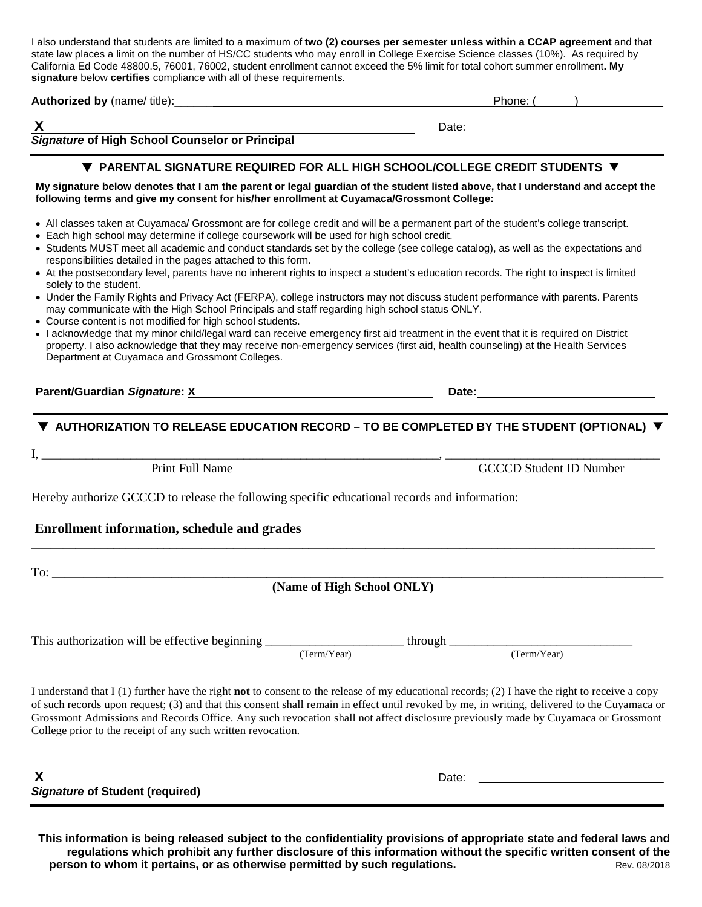I also understand that students are limited to a maximum of **two (2) courses per semester unless within a CCAP agreement** and that state law places a limit on the number of HS/CC students who may enroll in College Exercise Science classes (10%). As required by California Ed Code 48800.5, 76001, 76002, student enrollment cannot exceed the 5% limit for total cohort summer enrollment**. My signature** below **certifies** compliance with all of these requirements.

**Authorized by** (name/ title):______________________________________________ Phone: (______) ______________

**X** ______________________________________________ Date: ______________________

***Signature* of High School Counselor or Principal**

## ▼ PARENTAL SIGNATURE REQUIRED FOR ALL HIGH SCHOOL/COLLEGE CREDIT STUDENTS ▼

**My signature below denotes that I am the parent or legal guardian of the student listed above, that I understand and accept the following terms and give my consent for his/her enrollment at Cuyamaca/Grossmont College:**

- All classes taken at Cuyamaca/ Grossmont are for college credit and will be a permanent part of the student's college transcript.
- Each high school may determine if college coursework will be used for high school credit.
- Students MUST meet all academic and conduct standards set by the college (see college catalog), as well as the expectations and responsibilities detailed in the pages attached to this form.
- At the postsecondary level, parents have no inherent rights to inspect a student's education records. The right to inspect is limited solely to the student.
- Under the Family Rights and Privacy Act (FERPA), college instructors may not discuss student performance with parents. Parents may communicate with the High School Principals and staff regarding high school status ONLY.
- Course content is not modified for high school students.
- I acknowledge that my minor child/legal ward can receive emergency first aid treatment in the event that it is required on District property. I also acknowledge that they may receive non-emergency services (first aid, health counseling) at the Health Services Department at Cuyamaca and Grossmont Colleges.

**Parent/Guardian *Signature*: X**______________________________________ **Date:**______________________

## ▼ AUTHORIZATION TO RELEASE EDUCATION RECORD – TO BE COMPLETED BY THE STUDENT (OPTIONAL) ▼

I, ______________________________________________________________, ________________________________

Print Full Name GCCCD Student ID Number

Hereby authorize GCCCD to release the following specific educational records and information:

**Enrollment information, schedule and grades**

________________________________________________________________________________________________

To: ____________________________________________________________________________________________

**(Name of High School ONLY)**

This authorization will be effective beginning _____________________ through ____________________________

(Term/Year) (Term/Year)

I understand that I (1) further have the right **not** to consent to the release of my educational records; (2) I have the right to receive a copy of such records upon request; (3) and that this consent shall remain in effect until revoked by me, in writing, delivered to the Cuyamaca or Grossmont Admissions and Records Office. Any such revocation shall not affect disclosure previously made by Cuyamaca or Grossmont College prior to the receipt of any such written revocation.

**X** ______________________________________________ Date: ______________________

***Signature* of Student (required)**

**This information is being released subject to the confidentiality provisions of appropriate state and federal laws and regulations which prohibit any further disclosure of this information without the specific written consent of the person to whom it pertains, or as otherwise permitted by such regulations.**

Rev. 08/2018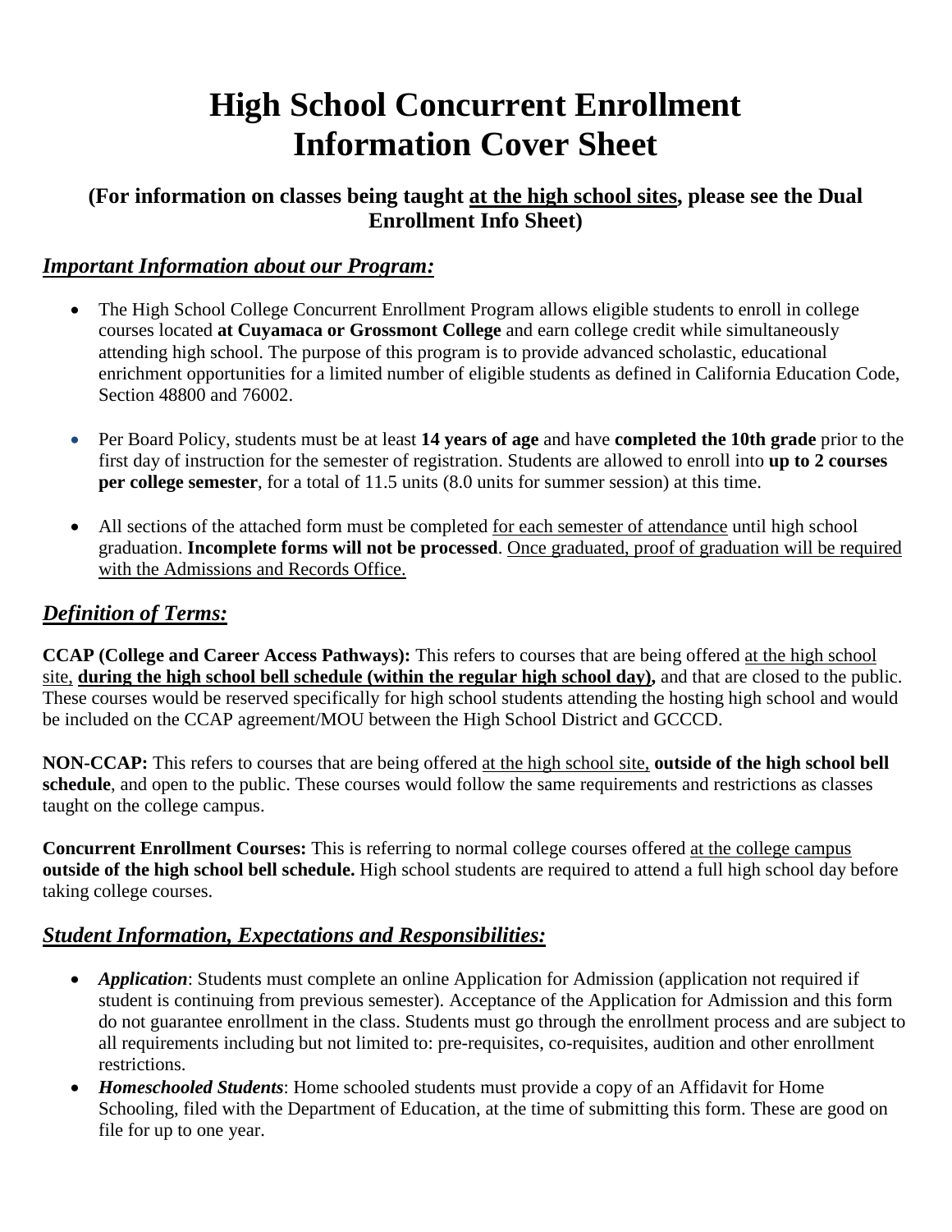# High School Concurrent Enrollment Information Cover Sheet

### (For information on classes being taught at the high school sites, please see the Dual Enrollment Info Sheet)

## *Important Information about our Program:*

- The High School College Concurrent Enrollment Program allows eligible students to enroll in college courses located **at Cuyamaca or Grossmont College** and earn college credit while simultaneously attending high school. The purpose of this program is to provide advanced scholastic, educational enrichment opportunities for a limited number of eligible students as defined in California Education Code, Section 48800 and 76002.
- Per Board Policy, students must be at least **14 years of age** and have **completed the 10th grade** prior to the first day of instruction for the semester of registration. Students are allowed to enroll into **up to 2 courses per college semester**, for a total of 11.5 units (8.0 units for summer session) at this time.
- All sections of the attached form must be completed for each semester of attendance until high school graduation. **Incomplete forms will not be processed**. Once graduated, proof of graduation will be required with the Admissions and Records Office.

## *Definition of Terms:*

**CCAP (College and Career Access Pathways):** This refers to courses that are being offered at the high school site, **during the high school bell schedule (within the regular high school day),** and that are closed to the public. These courses would be reserved specifically for high school students attending the hosting high school and would be included on the CCAP agreement/MOU between the High School District and GCCCD.

**NON-CCAP:** This refers to courses that are being offered at the high school site, **outside of the high school bell schedule**, and open to the public. These courses would follow the same requirements and restrictions as classes taught on the college campus.

**Concurrent Enrollment Courses:** This is referring to normal college courses offered at the college campus **outside of the high school bell schedule.** High school students are required to attend a full high school day before taking college courses.

## *Student Information, Expectations and Responsibilities:*

- ***Application***: Students must complete an online Application for Admission (application not required if student is continuing from previous semester). Acceptance of the Application for Admission and this form do not guarantee enrollment in the class. Students must go through the enrollment process and are subject to all requirements including but not limited to: pre-requisites, co-requisites, audition and other enrollment restrictions.
- ***Homeschooled Students***: Home schooled students must provide a copy of an Affidavit for Home Schooling, filed with the Department of Education, at the time of submitting this form. These are good on file for up to one year.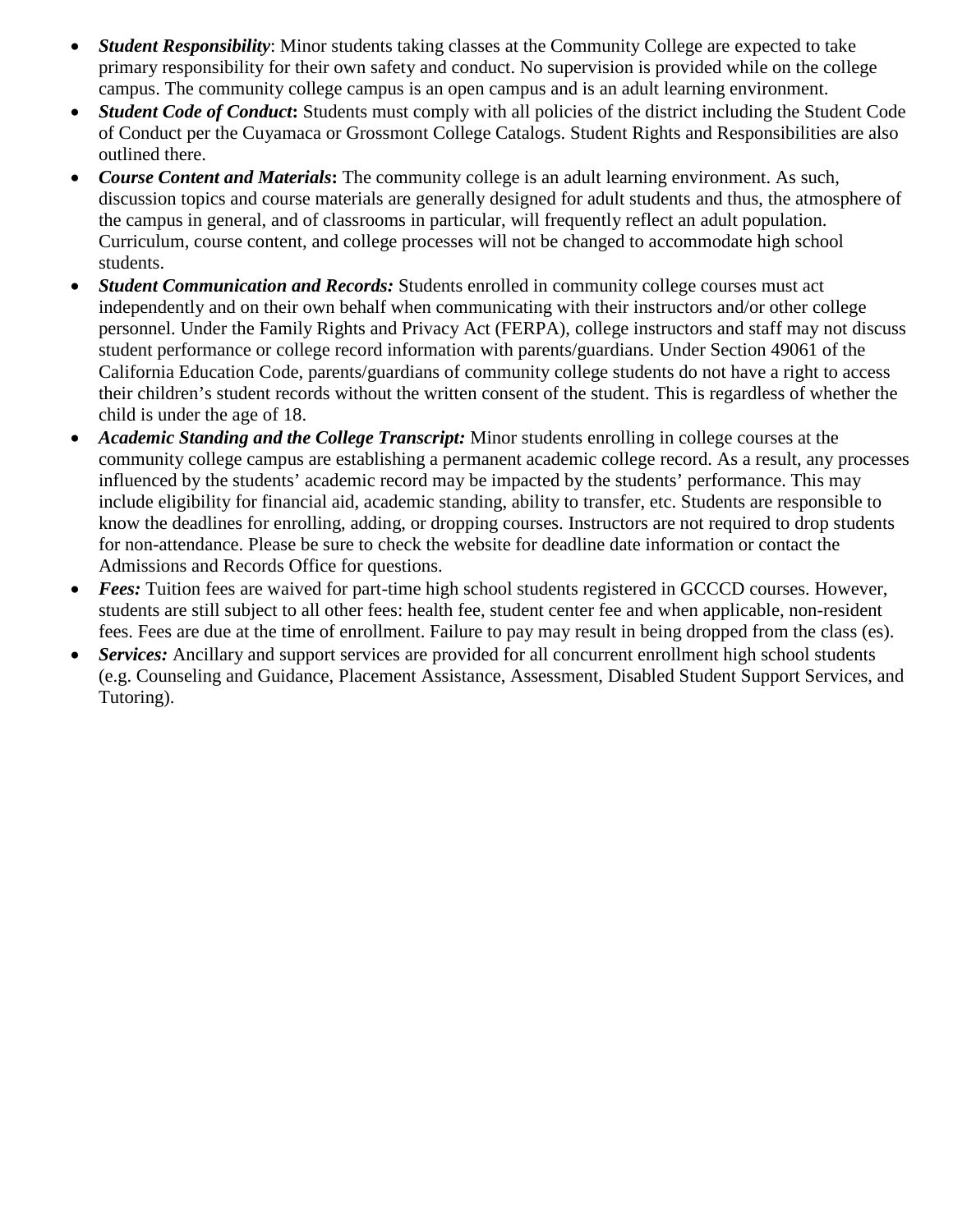- ***Student Responsibility***: Minor students taking classes at the Community College are expected to take primary responsibility for their own safety and conduct. No supervision is provided while on the college campus. The community college campus is an open campus and is an adult learning environment.
- ***Student Code of Conduct*:** Students must comply with all policies of the district including the Student Code of Conduct per the Cuyamaca or Grossmont College Catalogs. Student Rights and Responsibilities are also outlined there.
- ***Course Content and Materials*:** The community college is an adult learning environment. As such, discussion topics and course materials are generally designed for adult students and thus, the atmosphere of the campus in general, and of classrooms in particular, will frequently reflect an adult population. Curriculum, course content, and college processes will not be changed to accommodate high school students.
- ***Student Communication and Records:*** Students enrolled in community college courses must act independently and on their own behalf when communicating with their instructors and/or other college personnel. Under the Family Rights and Privacy Act (FERPA), college instructors and staff may not discuss student performance or college record information with parents/guardians. Under Section 49061 of the California Education Code, parents/guardians of community college students do not have a right to access their children's student records without the written consent of the student. This is regardless of whether the child is under the age of 18.
- ***Academic Standing and the College Transcript:*** Minor students enrolling in college courses at the community college campus are establishing a permanent academic college record. As a result, any processes influenced by the students' academic record may be impacted by the students' performance. This may include eligibility for financial aid, academic standing, ability to transfer, etc. Students are responsible to know the deadlines for enrolling, adding, or dropping courses. Instructors are not required to drop students for non-attendance. Please be sure to check the website for deadline date information or contact the Admissions and Records Office for questions.
- ***Fees:*** Tuition fees are waived for part-time high school students registered in GCCCD courses. However, students are still subject to all other fees: health fee, student center fee and when applicable, non-resident fees. Fees are due at the time of enrollment. Failure to pay may result in being dropped from the class (es).
- ***Services:*** Ancillary and support services are provided for all concurrent enrollment high school students (e.g. Counseling and Guidance, Placement Assistance, Assessment, Disabled Student Support Services, and Tutoring).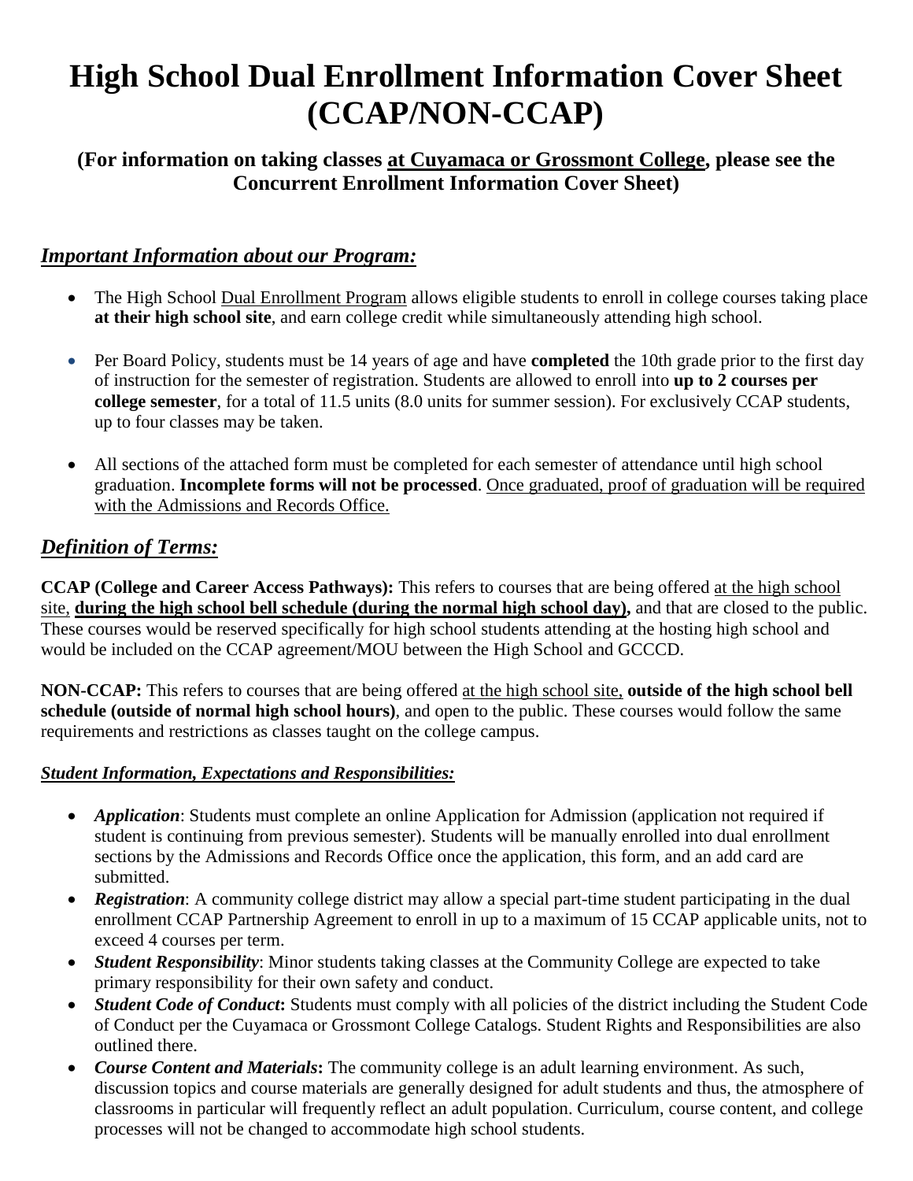# High School Dual Enrollment Information Cover Sheet (CCAP/NON-CCAP)

### (For information on taking classes at Cuyamaca or Grossmont College, please see the Concurrent Enrollment Information Cover Sheet)

## *Important Information about our Program:*

- The High School Dual Enrollment Program allows eligible students to enroll in college courses taking place **at their high school site**, and earn college credit while simultaneously attending high school.
- Per Board Policy, students must be 14 years of age and have **completed** the 10th grade prior to the first day of instruction for the semester of registration. Students are allowed to enroll into **up to 2 courses per college semester**, for a total of 11.5 units (8.0 units for summer session). For exclusively CCAP students, up to four classes may be taken.
- All sections of the attached form must be completed for each semester of attendance until high school graduation. **Incomplete forms will not be processed**. Once graduated, proof of graduation will be required with the Admissions and Records Office.

## *Definition of Terms:*

**CCAP (College and Career Access Pathways):** This refers to courses that are being offered at the high school site, **during the high school bell schedule (during the normal high school day),** and that are closed to the public. These courses would be reserved specifically for high school students attending at the hosting high school and would be included on the CCAP agreement/MOU between the High School and GCCCD.

**NON-CCAP:** This refers to courses that are being offered at the high school site, **outside of the high school bell schedule (outside of normal high school hours)**, and open to the public. These courses would follow the same requirements and restrictions as classes taught on the college campus.

### ***Student Information, Expectations and Responsibilities:***

- ***Application***: Students must complete an online Application for Admission (application not required if student is continuing from previous semester). Students will be manually enrolled into dual enrollment sections by the Admissions and Records Office once the application, this form, and an add card are submitted.
- ***Registration***: A community college district may allow a special part-time student participating in the dual enrollment CCAP Partnership Agreement to enroll in up to a maximum of 15 CCAP applicable units, not to exceed 4 courses per term.
- ***Student Responsibility***: Minor students taking classes at the Community College are expected to take primary responsibility for their own safety and conduct.
- ***Student Code of Conduct*:** Students must comply with all policies of the district including the Student Code of Conduct per the Cuyamaca or Grossmont College Catalogs. Student Rights and Responsibilities are also outlined there.
- ***Course Content and Materials*:** The community college is an adult learning environment. As such, discussion topics and course materials are generally designed for adult students and thus, the atmosphere of classrooms in particular will frequently reflect an adult population. Curriculum, course content, and college processes will not be changed to accommodate high school students.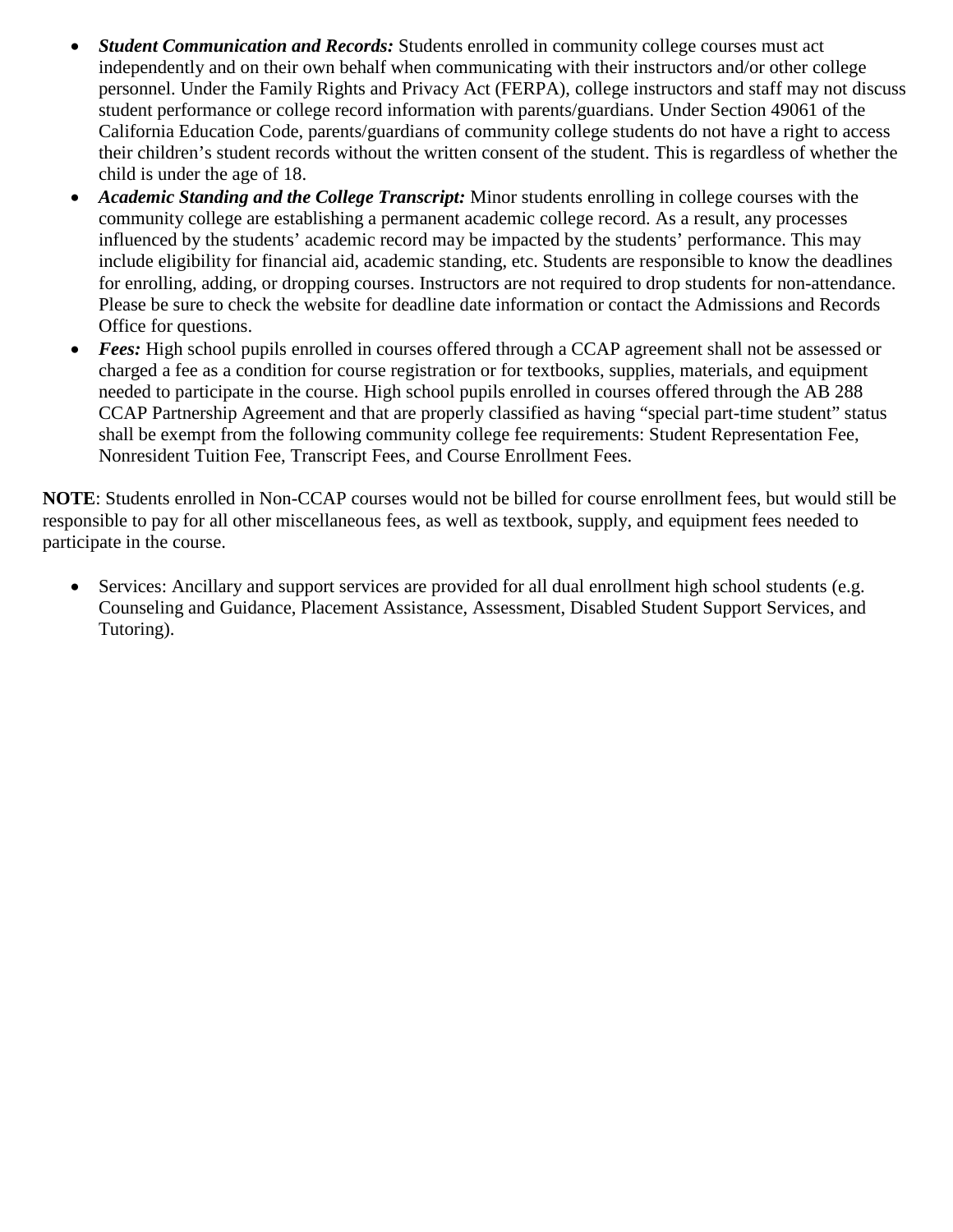- ***Student Communication and Records:*** Students enrolled in community college courses must act independently and on their own behalf when communicating with their instructors and/or other college personnel. Under the Family Rights and Privacy Act (FERPA), college instructors and staff may not discuss student performance or college record information with parents/guardians. Under Section 49061 of the California Education Code, parents/guardians of community college students do not have a right to access their children's student records without the written consent of the student. This is regardless of whether the child is under the age of 18.
- ***Academic Standing and the College Transcript:*** Minor students enrolling in college courses with the community college are establishing a permanent academic college record. As a result, any processes influenced by the students' academic record may be impacted by the students' performance. This may include eligibility for financial aid, academic standing, etc. Students are responsible to know the deadlines for enrolling, adding, or dropping courses. Instructors are not required to drop students for non-attendance. Please be sure to check the website for deadline date information or contact the Admissions and Records Office for questions.
- ***Fees:*** High school pupils enrolled in courses offered through a CCAP agreement shall not be assessed or charged a fee as a condition for course registration or for textbooks, supplies, materials, and equipment needed to participate in the course. High school pupils enrolled in courses offered through the AB 288 CCAP Partnership Agreement and that are properly classified as having "special part-time student" status shall be exempt from the following community college fee requirements: Student Representation Fee, Nonresident Tuition Fee, Transcript Fees, and Course Enrollment Fees.

**NOTE**: Students enrolled in Non-CCAP courses would not be billed for course enrollment fees, but would still be responsible to pay for all other miscellaneous fees, as well as textbook, supply, and equipment fees needed to participate in the course.

- Services: Ancillary and support services are provided for all dual enrollment high school students (e.g. Counseling and Guidance, Placement Assistance, Assessment, Disabled Student Support Services, and Tutoring).